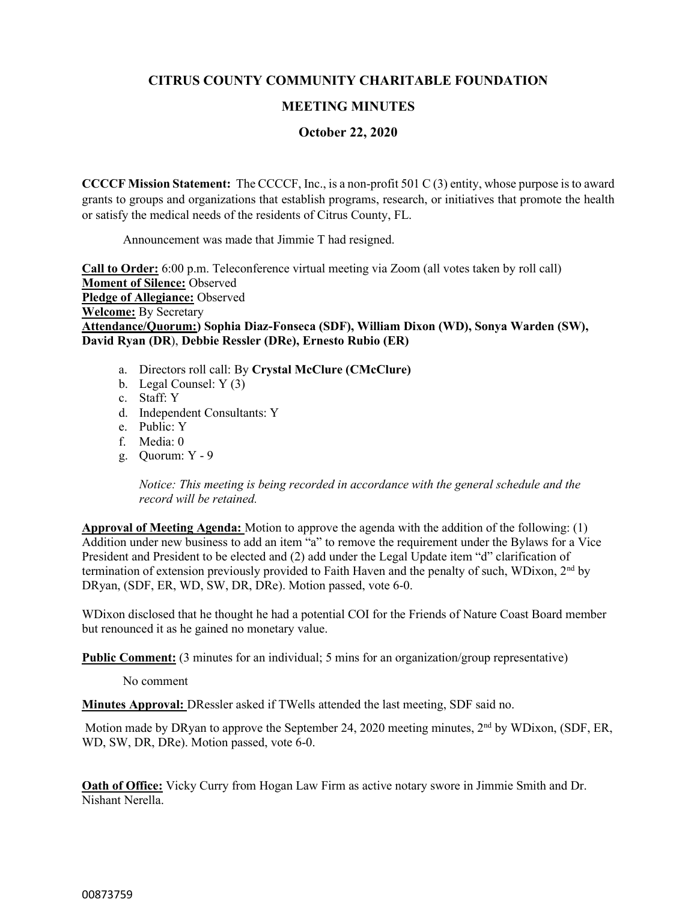# CITRUS COUNTY COMMUNITY CHARITABLE FOUNDATION

## MEETING MINUTES

### October 22, 2020

**CCCCF Mission Statement:** The CCCCF, Inc., is a non-profit 501 C (3) entity, whose purpose is to award grants to groups and organizations that establish programs, research, or initiatives that promote the health or satisfy the medical needs of the residents of Citrus County, FL.

Announcement was made that Jimmie T had resigned.

**Call to Order:** 6:00 p.m. Teleconference virtual meeting via Zoom (all votes taken by roll call)
**Moment of Silence:** Observed
**Pledge of Allegiance:** Observed
**Welcome:** By Secretary
**Attendance/Quorum:) Sophia Diaz-Fonseca (SDF), William Dixon (WD), Sonya Warden (SW), David Ryan (DR**), **Debbie Ressler (DRe), Ernesto Rubio (ER)**

a. Directors roll call: By **Crystal McClure (CMcClure)**
b. Legal Counsel: Y (3)
c. Staff: Y
d. Independent Consultants: Y
e. Public: Y
f. Media: 0
g. Quorum: Y - 9

*Notice: This meeting is being recorded in accordance with the general schedule and the record will be retained.*

**Approval of Meeting Agenda:** Motion to approve the agenda with the addition of the following: (1) Addition under new business to add an item "a" to remove the requirement under the Bylaws for a Vice President and President to be elected and (2) add under the Legal Update item "d" clarification of termination of extension previously provided to Faith Haven and the penalty of such, WDixon, 2nd by DRyan, (SDF, ER, WD, SW, DR, DRe). Motion passed, vote 6-0.

WDixon disclosed that he thought he had a potential COI for the Friends of Nature Coast Board member but renounced it as he gained no monetary value.

**Public Comment:** (3 minutes for an individual; 5 mins for an organization/group representative)

No comment

**Minutes Approval:** DRessler asked if TWells attended the last meeting, SDF said no.

Motion made by DRyan to approve the September 24, 2020 meeting minutes, 2nd by WDixon, (SDF, ER, WD, SW, DR, DRe). Motion passed, vote 6-0.

**Oath of Office:** Vicky Curry from Hogan Law Firm as active notary swore in Jimmie Smith and Dr. Nishant Nerella.

00873759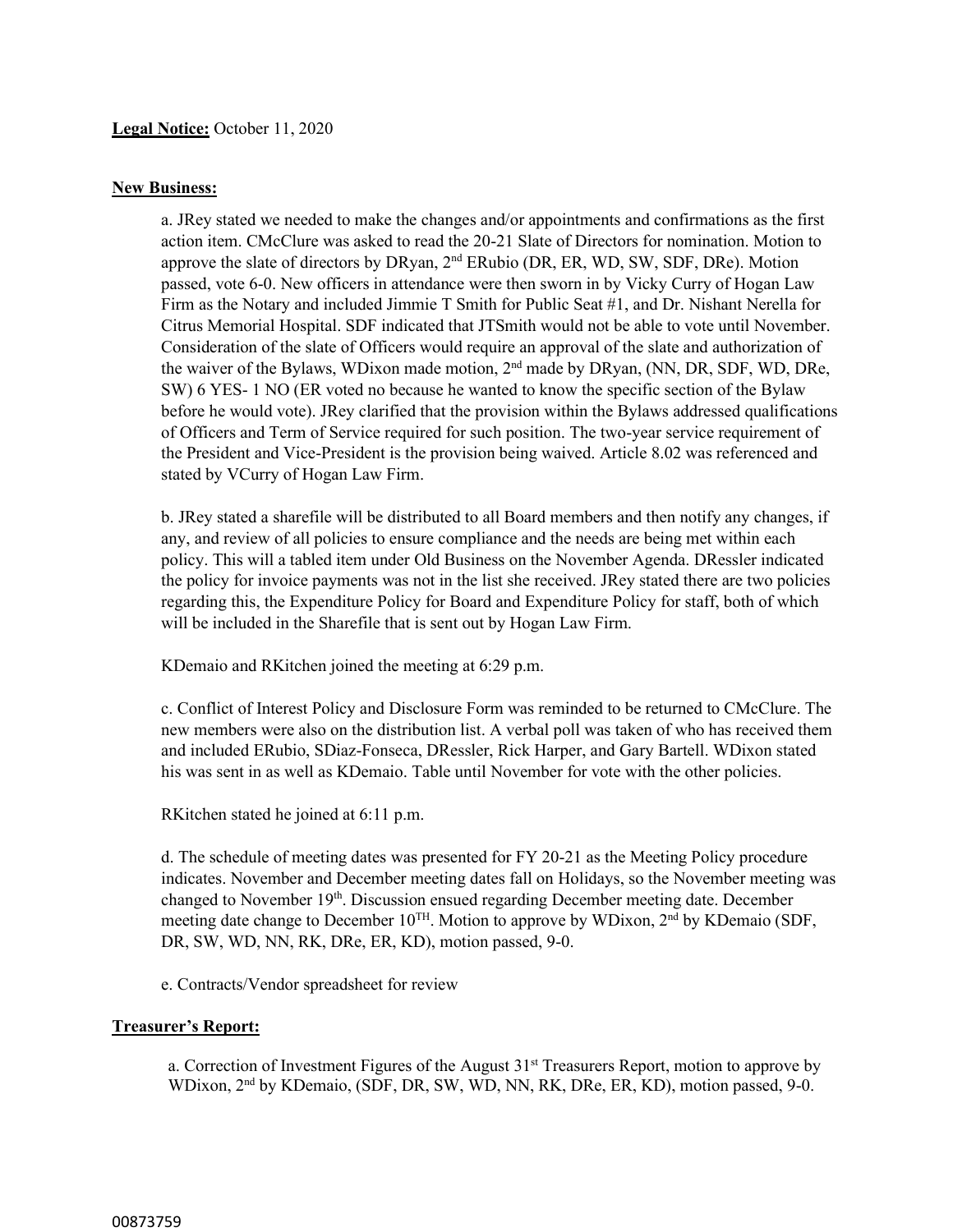**Legal Notice:** October 11, 2020

**New Business:**

a. JRey stated we needed to make the changes and/or appointments and confirmations as the first action item. CMcClure was asked to read the 20-21 Slate of Directors for nomination. Motion to approve the slate of directors by DRyan, 2nd ERubio (DR, ER, WD, SW, SDF, DRe). Motion passed, vote 6-0. New officers in attendance were then sworn in by Vicky Curry of Hogan Law Firm as the Notary and included Jimmie T Smith for Public Seat #1, and Dr. Nishant Nerella for Citrus Memorial Hospital. SDF indicated that JTSmith would not be able to vote until November. Consideration of the slate of Officers would require an approval of the slate and authorization of the waiver of the Bylaws, WDixon made motion, 2nd made by DRyan, (NN, DR, SDF, WD, DRe, SW) 6 YES- 1 NO (ER voted no because he wanted to know the specific section of the Bylaw before he would vote). JRey clarified that the provision within the Bylaws addressed qualifications of Officers and Term of Service required for such position. The two-year service requirement of the President and Vice-President is the provision being waived. Article 8.02 was referenced and stated by VCurry of Hogan Law Firm.

b. JRey stated a sharefile will be distributed to all Board members and then notify any changes, if any, and review of all policies to ensure compliance and the needs are being met within each policy. This will a tabled item under Old Business on the November Agenda. DRessler indicated the policy for invoice payments was not in the list she received. JRey stated there are two policies regarding this, the Expenditure Policy for Board and Expenditure Policy for staff, both of which will be included in the Sharefile that is sent out by Hogan Law Firm.

KDemaio and RKitchen joined the meeting at 6:29 p.m.

c. Conflict of Interest Policy and Disclosure Form was reminded to be returned to CMcClure. The new members were also on the distribution list. A verbal poll was taken of who has received them and included ERubio, SDiaz-Fonseca, DRessler, Rick Harper, and Gary Bartell. WDixon stated his was sent in as well as KDemaio. Table until November for vote with the other policies.

RKitchen stated he joined at 6:11 p.m.

d. The schedule of meeting dates was presented for FY 20-21 as the Meeting Policy procedure indicates. November and December meeting dates fall on Holidays, so the November meeting was changed to November 19th. Discussion ensued regarding December meeting date. December meeting date change to December 10TH. Motion to approve by WDixon, 2nd by KDemaio (SDF, DR, SW, WD, NN, RK, DRe, ER, KD), motion passed, 9-0.

e. Contracts/Vendor spreadsheet for review

**Treasurer's Report:**

a. Correction of Investment Figures of the August 31st Treasurers Report, motion to approve by WDixon, 2nd by KDemaio, (SDF, DR, SW, WD, NN, RK, DRe, ER, KD), motion passed, 9-0.

00873759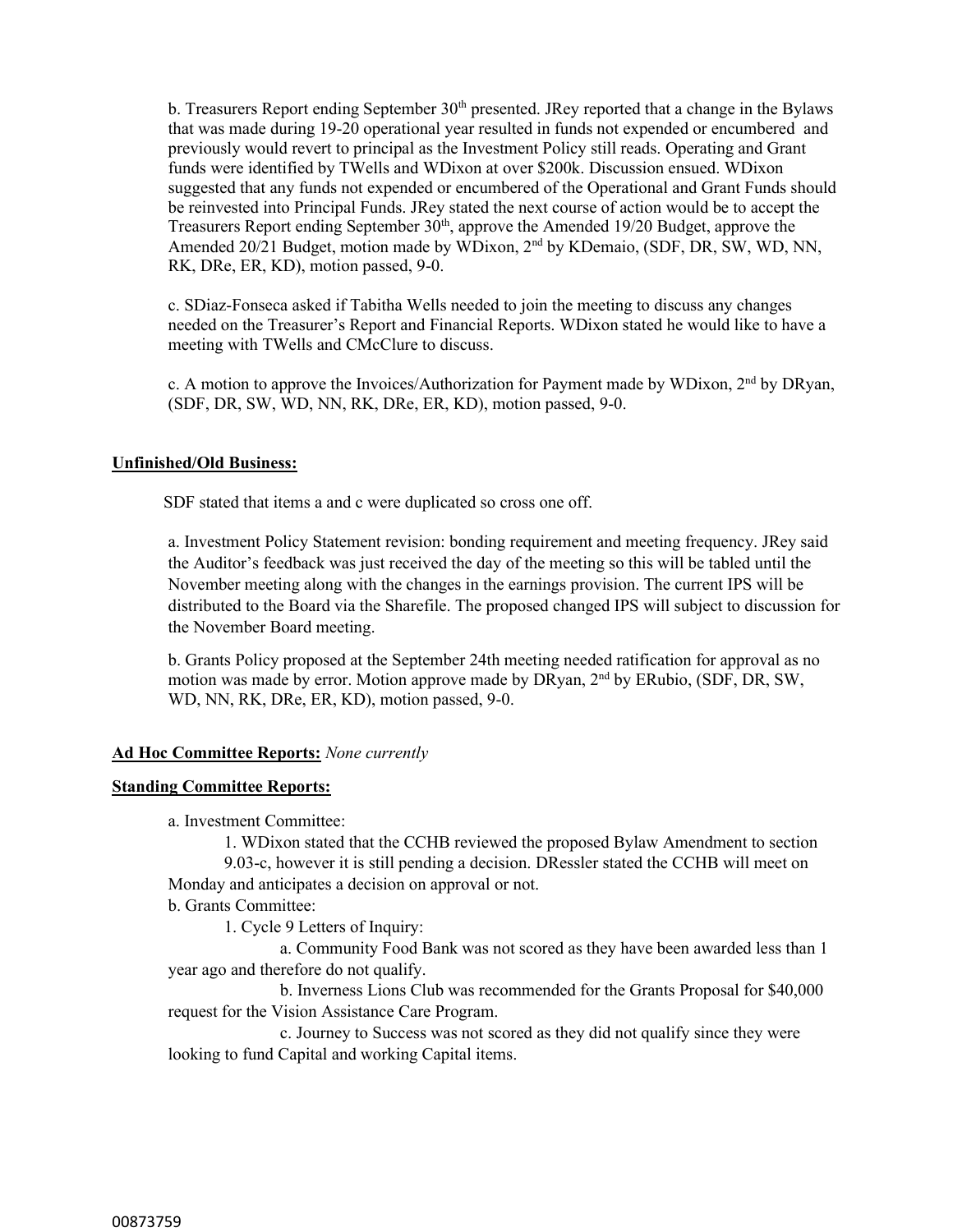b. Treasurers Report ending September 30th presented. JRey reported that a change in the Bylaws that was made during 19-20 operational year resulted in funds not expended or encumbered and previously would revert to principal as the Investment Policy still reads. Operating and Grant funds were identified by TWells and WDixon at over $200k. Discussion ensued. WDixon suggested that any funds not expended or encumbered of the Operational and Grant Funds should be reinvested into Principal Funds. JRey stated the next course of action would be to accept the Treasurers Report ending September 30th, approve the Amended 19/20 Budget, approve the Amended 20/21 Budget, motion made by WDixon, 2nd by KDemaio, (SDF, DR, SW, WD, NN, RK, DRe, ER, KD), motion passed, 9-0.

c. SDiaz-Fonseca asked if Tabitha Wells needed to join the meeting to discuss any changes needed on the Treasurer's Report and Financial Reports. WDixon stated he would like to have a meeting with TWells and CMcClure to discuss.

c. A motion to approve the Invoices/Authorization for Payment made by WDixon, 2nd by DRyan, (SDF, DR, SW, WD, NN, RK, DRe, ER, KD), motion passed, 9-0.

**Unfinished/Old Business:**

SDF stated that items a and c were duplicated so cross one off.

a. Investment Policy Statement revision: bonding requirement and meeting frequency. JRey said the Auditor's feedback was just received the day of the meeting so this will be tabled until the November meeting along with the changes in the earnings provision. The current IPS will be distributed to the Board via the Sharefile. The proposed changed IPS will subject to discussion for the November Board meeting.

b. Grants Policy proposed at the September 24th meeting needed ratification for approval as no motion was made by error. Motion approve made by DRyan, 2nd by ERubio, (SDF, DR, SW, WD, NN, RK, DRe, ER, KD), motion passed, 9-0.

**Ad Hoc Committee Reports:** *None currently*

**Standing Committee Reports:**

a. Investment Committee:

1. WDixon stated that the CCHB reviewed the proposed Bylaw Amendment to section 9.03-c, however it is still pending a decision. DRessler stated the CCHB will meet on Monday and anticipates a decision on approval or not.

b. Grants Committee:

1. Cycle 9 Letters of Inquiry:

a. Community Food Bank was not scored as they have been awarded less than 1 year ago and therefore do not qualify.

b. Inverness Lions Club was recommended for the Grants Proposal for $40,000 request for the Vision Assistance Care Program.

c. Journey to Success was not scored as they did not qualify since they were looking to fund Capital and working Capital items.

00873759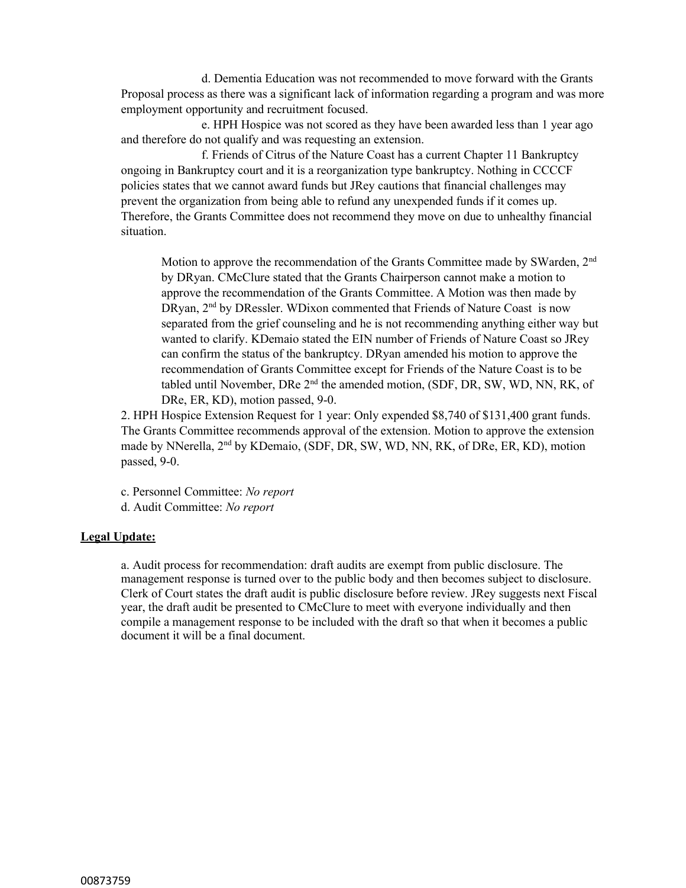d. Dementia Education was not recommended to move forward with the Grants Proposal process as there was a significant lack of information regarding a program and was more employment opportunity and recruitment focused.

e. HPH Hospice was not scored as they have been awarded less than 1 year ago and therefore do not qualify and was requesting an extension.

f. Friends of Citrus of the Nature Coast has a current Chapter 11 Bankruptcy ongoing in Bankruptcy court and it is a reorganization type bankruptcy. Nothing in CCCCF policies states that we cannot award funds but JRey cautions that financial challenges may prevent the organization from being able to refund any unexpended funds if it comes up. Therefore, the Grants Committee does not recommend they move on due to unhealthy financial situation.

Motion to approve the recommendation of the Grants Committee made by SWarden, 2nd by DRyan. CMcClure stated that the Grants Chairperson cannot make a motion to approve the recommendation of the Grants Committee. A Motion was then made by DRyan, 2nd by DRessler. WDixon commented that Friends of Nature Coast is now separated from the grief counseling and he is not recommending anything either way but wanted to clarify. KDemaio stated the EIN number of Friends of Nature Coast so JRey can confirm the status of the bankruptcy. DRyan amended his motion to approve the recommendation of Grants Committee except for Friends of the Nature Coast is to be tabled until November, DRe 2nd the amended motion, (SDF, DR, SW, WD, NN, RK, of DRe, ER, KD), motion passed, 9-0.

2. HPH Hospice Extension Request for 1 year: Only expended $8,740 of $131,400 grant funds. The Grants Committee recommends approval of the extension. Motion to approve the extension made by NNerella, 2nd by KDemaio, (SDF, DR, SW, WD, NN, RK, of DRe, ER, KD), motion passed, 9-0.

c. Personnel Committee: *No report*

d. Audit Committee: *No report*

**Legal Update:**

a. Audit process for recommendation: draft audits are exempt from public disclosure. The management response is turned over to the public body and then becomes subject to disclosure. Clerk of Court states the draft audit is public disclosure before review. JRey suggests next Fiscal year, the draft audit be presented to CMcClure to meet with everyone individually and then compile a management response to be included with the draft so that when it becomes a public document it will be a final document.

00873759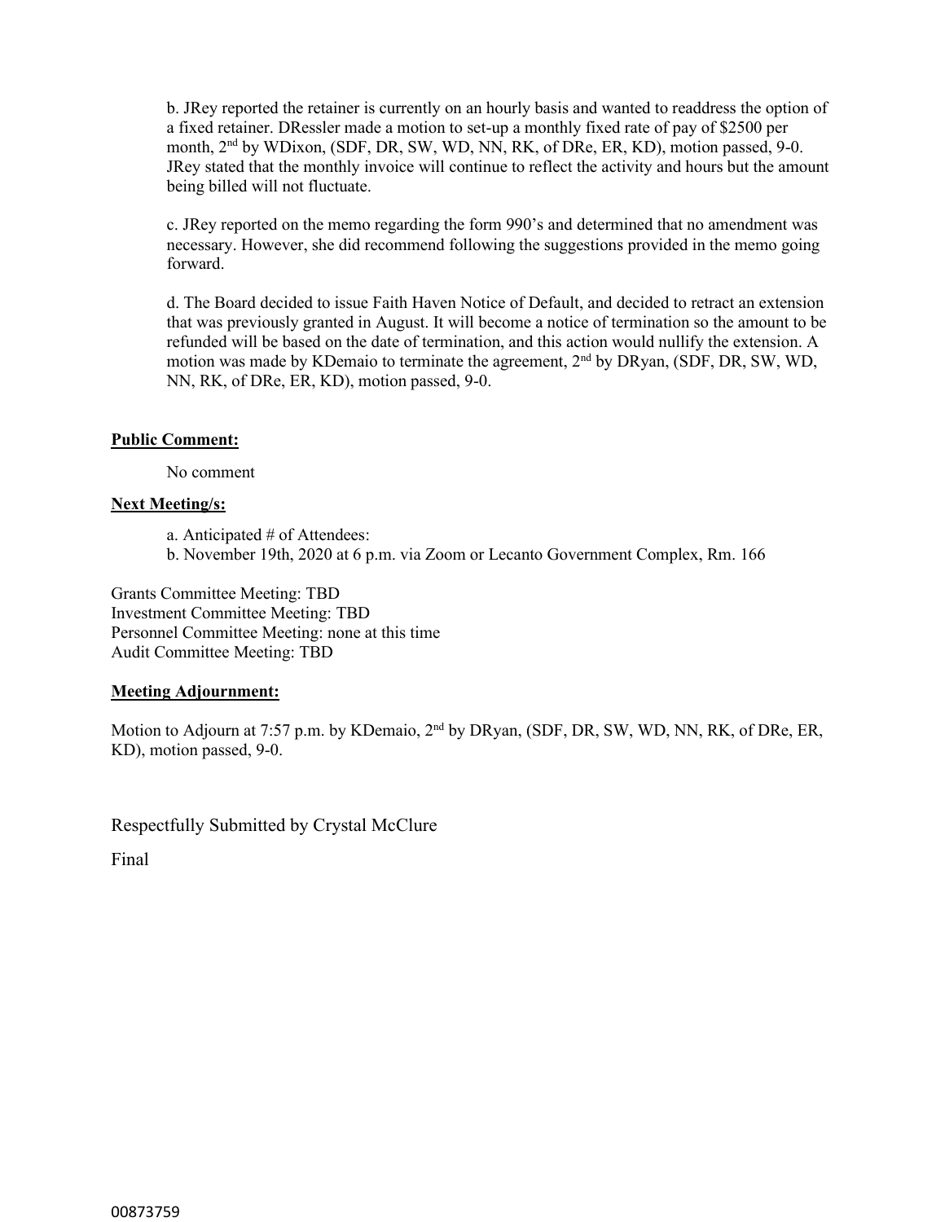b. JRey reported the retainer is currently on an hourly basis and wanted to readdress the option of a fixed retainer. DRessler made a motion to set-up a monthly fixed rate of pay of $2500 per month, 2nd by WDixon, (SDF, DR, SW, WD, NN, RK, of DRe, ER, KD), motion passed, 9-0. JRey stated that the monthly invoice will continue to reflect the activity and hours but the amount being billed will not fluctuate.

c. JRey reported on the memo regarding the form 990's and determined that no amendment was necessary. However, she did recommend following the suggestions provided in the memo going forward.

d. The Board decided to issue Faith Haven Notice of Default, and decided to retract an extension that was previously granted in August. It will become a notice of termination so the amount to be refunded will be based on the date of termination, and this action would nullify the extension. A motion was made by KDemaio to terminate the agreement, 2nd by DRyan, (SDF, DR, SW, WD, NN, RK, of DRe, ER, KD), motion passed, 9-0.

**Public Comment:**

No comment

**Next Meeting/s:**

a. Anticipated # of Attendees:
b. November 19th, 2020 at 6 p.m. via Zoom or Lecanto Government Complex, Rm. 166

Grants Committee Meeting: TBD
Investment Committee Meeting: TBD
Personnel Committee Meeting: none at this time
Audit Committee Meeting: TBD

**Meeting Adjournment:**

Motion to Adjourn at 7:57 p.m. by KDemaio, 2nd by DRyan, (SDF, DR, SW, WD, NN, RK, of DRe, ER, KD), motion passed, 9-0.

Respectfully Submitted by Crystal McClure

Final

00873759